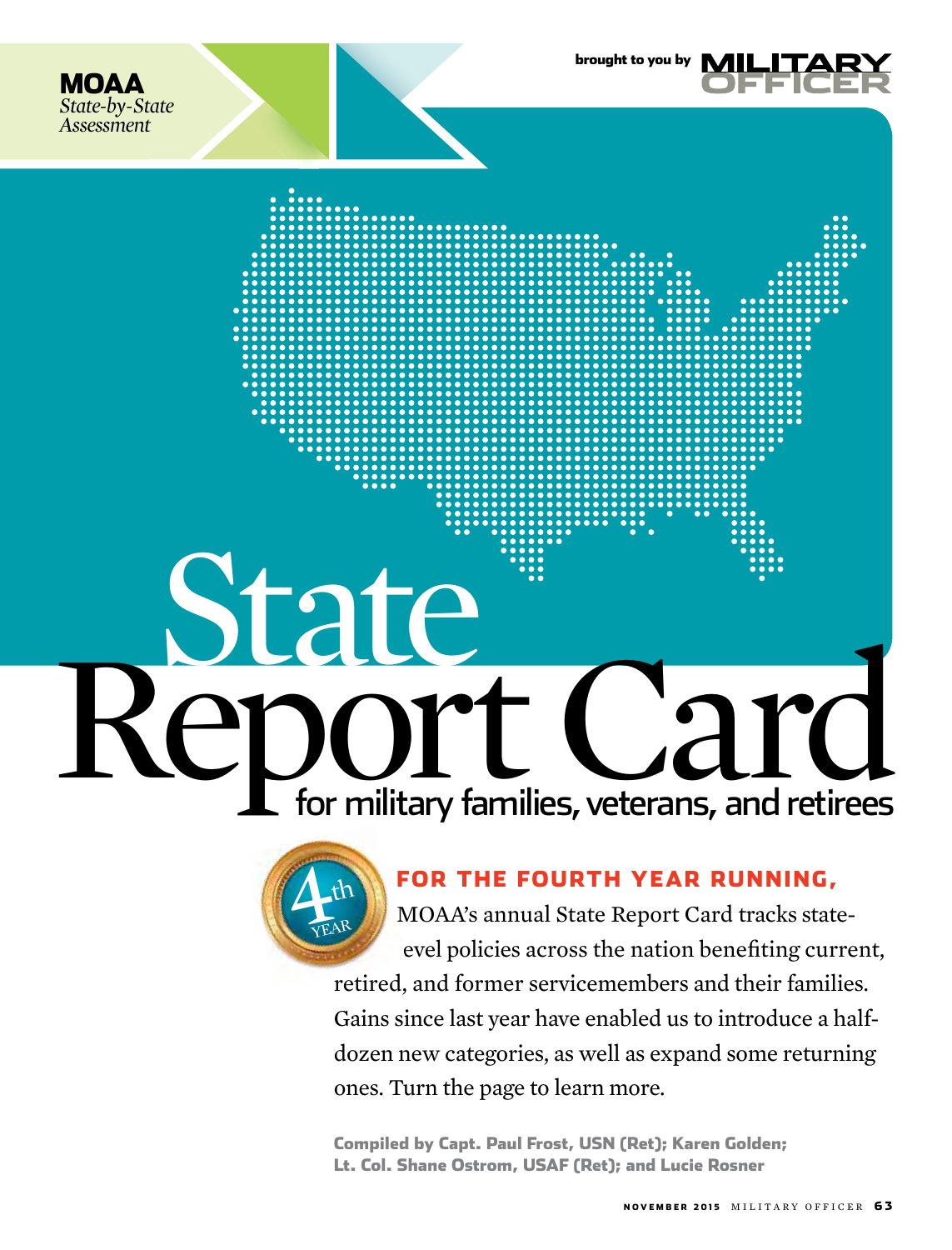**MOAA**
*State-by-State Assessment*

brought to you by MILITARY OFFICER

# State Report Card

## for military families, veterans, and retirees

4th YEAR

**FOR THE FOURTH YEAR RUNNING,** MOAA's annual State Report Card tracks state-evel policies across the nation benefiting current, retired, and former servicemembers and their families. Gains since last year have enabled us to introduce a half-dozen new categories, as well as expand some returning ones. Turn the page to learn more.

**Compiled by Capt. Paul Frost, USN (Ret); Karen Golden; Lt. Col. Shane Ostrom, USAF (Ret); and Lucie Rosner**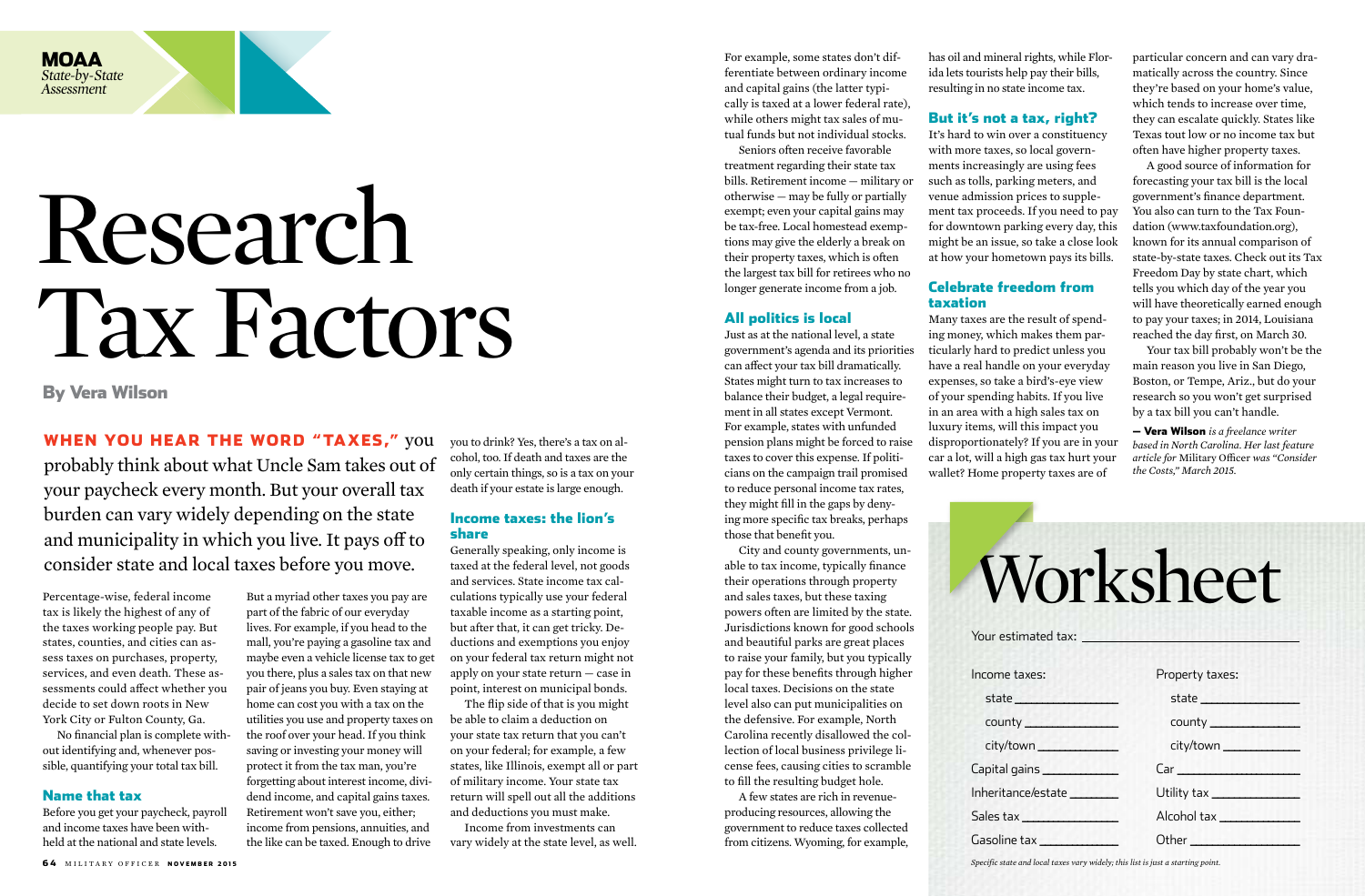MOAA
*State-by-State Assessment*

# Research Tax Factors

**By Vera Wilson**

**WHEN YOU HEAR THE WORD "TAXES,"** you probably think about what Uncle Sam takes out of your paycheck every month. But your overall tax burden can vary widely depending on the state and municipality in which you live. It pays off to consider state and local taxes before you move.

Percentage-wise, federal income tax is likely the highest of any of the taxes working people pay. But states, counties, and cities can assess taxes on purchases, property, services, and even death. These assessments could affect whether you decide to set down roots in New York City or Fulton County, Ga.

No financial plan is complete without identifying and, whenever possible, quantifying your total tax bill.

## Name that tax

Before you get your paycheck, payroll and income taxes have been withheld at the national and state levels.

But a myriad other taxes you pay are part of the fabric of our everyday lives. For example, if you head to the mall, you're paying a gasoline tax and maybe even a vehicle license tax to get you there, plus a sales tax on that new pair of jeans you buy. Even staying at home can cost you with a tax on the utilities you use and property taxes on the roof over your head. If you think saving or investing your money will protect it from the tax man, you're forgetting about interest income, dividend income, and capital gains taxes. Retirement won't save you, either; income from pensions, annuities, and the like can be taxed. Enough to drive you to drink? Yes, there's a tax on alcohol, too. If death and taxes are the only certain things, so is a tax on your death if your estate is large enough.

## Income taxes: the lion's share

Generally speaking, only income is taxed at the federal level, not goods and services. State income tax calculations typically use your federal taxable income as a starting point, but after that, it can get tricky. Deductions and exemptions you enjoy on your federal tax return might not apply on your state return — case in point, interest on municipal bonds.

The flip side of that is you might be able to claim a deduction on your state tax return that you can't on your federal; for example, a few states, like Illinois, exempt all or part of military income. Your state tax return will spell out all the additions and deductions you must make.

Income from investments can vary widely at the state level, as well. For example, some states don't differentiate between ordinary income and capital gains (the latter typically is taxed at a lower federal rate), while others might tax sales of mutual funds but not individual stocks.

Seniors often receive favorable treatment regarding their state tax bills. Retirement income — military or otherwise — may be fully or partially exempt; even your capital gains may be tax-free. Local homestead exemptions may give the elderly a break on their property taxes, which is often the largest tax bill for retirees who no longer generate income from a job.

## All politics is local

Just as at the national level, a state government's agenda and its priorities can affect your tax bill dramatically. States might turn to tax increases to balance their budget, a legal requirement in all states except Vermont. For example, states with unfunded pension plans might be forced to raise taxes to cover this expense. If politicians on the campaign trail promised to reduce personal income tax rates, they might fill in the gaps by denying more specific tax breaks, perhaps those that benefit you.

City and county governments, unable to tax income, typically finance their operations through property and sales taxes, but these taxing powers often are limited by the state. Jurisdictions known for good schools and beautiful parks are great places to raise your family, but you typically pay for these benefits through higher local taxes. Decisions on the state level also can put municipalities on the defensive. For example, North Carolina recently disallowed the collection of local business privilege license fees, causing cities to scramble to fill the resulting budget hole.

A few states are rich in revenue-producing resources, allowing the government to reduce taxes collected from citizens. Wyoming, for example, has oil and mineral rights, while Florida lets tourists help pay their bills, resulting in no state income tax.

## But it's not a tax, right?

It's hard to win over a constituency with more taxes, so local governments increasingly are using fees such as tolls, parking meters, and venue admission prices to supplement tax proceeds. If you need to pay for downtown parking every day, this might be an issue, so take a close look at how your hometown pays its bills.

## Celebrate freedom from taxation

Many taxes are the result of spending money, which makes them particularly hard to predict unless you have a real handle on your everyday expenses, so take a bird's-eye view of your spending habits. If you live in an area with a high sales tax on luxury items, will this impact you disproportionately? If you are in your car a lot, will a high gas tax hurt your wallet? Home property taxes are of particular concern and can vary dramatically across the country. Since they're based on your home's value, which tends to increase over time, they can escalate quickly. States like Texas tout low or no income tax but often have higher property taxes.

A good source of information for forecasting your tax bill is the local government's finance department. You also can turn to the Tax Foundation (www.taxfoundation.org), known for its annual comparison of state-by-state taxes. Check out its Tax Freedom Day by state chart, which tells you which day of the year you will have theoretically earned enough to pay your taxes; in 2014, Louisiana reached the day first, on March 30.

Your tax bill probably won't be the main reason you live in San Diego, Boston, or Tempe, Ariz., but do your research so you won't get surprised by a tax bill you can't handle.

**— Vera Wilson** *is a freelance writer based in North Carolina. Her last feature article for* Military Officer *was "Consider the Costs," March 2015.*

## Worksheet

Your estimated tax: ______________________

| Income taxes: | Property taxes: |
|---|---|
| state ____________ | state ____________ |
| county ____________ | county ____________ |
| city/town ____________ | city/town ____________ |
| Capital gains ____________ | Car ____________ |
| Inheritance/estate ____________ | Utility tax ____________ |
| Sales tax ____________ | Alcohol tax ____________ |
| Gasoline tax ____________ | Other ____________ |

*Specific state and local taxes vary widely; this list is just a starting point.*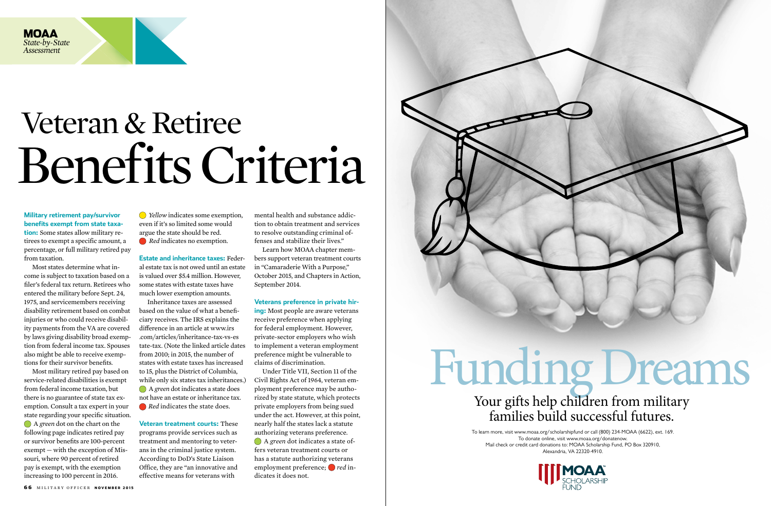MOAA
*State-by-State Assessment*

# Veteran & Retiree Benefits Criteria

**Military retirement pay/survivor benefits exempt from state taxation:** Some states allow military retirees to exempt a specific amount, a percentage, or full military retired pay from taxation.

Most states determine what income is subject to taxation based on a filer's federal tax return. Retirees who entered the military before Sept. 24, 1975, and servicemembers receiving disability retirement based on combat injuries or who could receive disability payments from the VA are covered by laws giving disability broad exemption from federal income tax. Spouses also might be able to receive exemptions for their survivor benefits.

Most military retired pay based on service-related disabilities is exempt from federal income taxation, but there is no guarantee of state tax exemption. Consult a tax expert in your state regarding your specific situation.

A *green* dot on the chart on the following page indicates retired pay or survivor benefits are 100-percent exempt — with the exception of Missouri, where 90 percent of retired pay is exempt, with the exemption increasing to 100 percent in 2016.

*Yellow* indicates some exemption, even if it's so limited some would argue the state should be red.

*Red* indicates no exemption.

**Estate and inheritance taxes:** Federal estate tax is not owed until an estate is valued over $5.4 million. However, some states with estate taxes have much lower exemption amounts.

Inheritance taxes are assessed based on the value of what a beneficiary receives. The IRS explains the difference in an article at www.irs.com/articles/inheritance-tax-vs-estate-tax. (Note the linked article dates from 2010; in 2015, the number of states with estate taxes has increased to 15, plus the District of Columbia, while only six states tax inheritances.)

A *green* dot indicates a state does not have an estate or inheritance tax.

*Red* indicates the state does.

**Veteran treatment courts:** These programs provide services such as treatment and mentoring to veterans in the criminal justice system. According to DoD's State Liaison Office, they are "an innovative and effective means for veterans with mental health and substance addiction to obtain treatment and services to resolve outstanding criminal offenses and stabilize their lives."

Learn how MOAA chapter members support veteran treatment courts in "Camaraderie With a Purpose," October 2015, and Chapters in Action, September 2014.

**Veterans preference in private hiring:** Most people are aware veterans receive preference when applying for federal employment. However, private-sector employers who wish to implement a veteran employment preference might be vulnerable to claims of discrimination.

Under Title VII, Section 11 of the Civil Rights Act of 1964, veteran employment preference may be authorized by state statute, which protects private employers from being sued under the act. However, at this point, nearly half the states lack a statute authorizing veterans preference.

A *green* dot indicates a state offers veteran treatment courts or has a statute authorizing veterans employment preference; *red* indicates it does not.

# Funding Dreams

Your gifts help children from military families build successful futures.

To learn more, visit www.moaa.org/scholarshipfund or call (800) 234-MOAA (6622), ext. 169.
To donate online, visit www.moaa.org/donatenow.
Mail check or credit card donations to: MOAA Scholarship Fund, PO Box 320910, Alexandria, VA 22320-4910.

MOAA SCHOLARSHIP FUND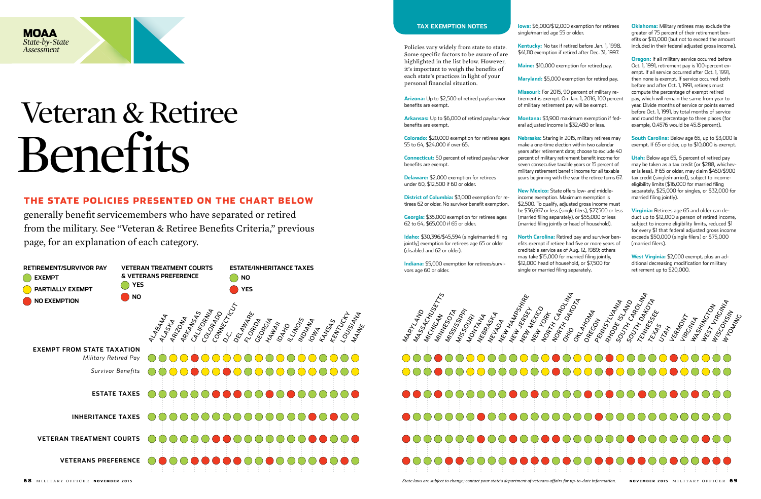**MOAA**
*State-by-State Assessment*

# Veteran & Retiree Benefits

## THE STATE POLICIES PRESENTED ON THE CHART BELOW

generally benefit servicemembers who have separated or retired from the military. See "Veteran & Retiree Benefits Criteria," previous page, for an explanation of each category.

**RETIREMENT/SURVIVOR PAY**
- EXEMPT (green)
- PARTIALLY EXEMPT (yellow)
- NO EXEMPTION (red)

**VETERAN TREATMENT COURTS & VETERANS PREFERENCE**
- YES (green)
- NO (red)

**ESTATE/INHERITANCE TAXES**
- NO (green)
- YES (red)

| State | Exempt from State Taxation: Military Retired Pay | Exempt from State Taxation: Survivor Benefits | Estate Taxes | Inheritance Taxes | Veteran Treatment Courts | Veterans Preference |
|---|---|---|---|---|---|---|
| Alabama | Exempt | Exempt | No | No | Yes | Yes |
| Alaska | Exempt | Exempt | No | No | Yes | No |
| Arizona | Partially Exempt | Partially Exempt | No | No | Yes | Yes |
| Arkansas | Partially Exempt | Partially Exempt | No | No | Yes | Yes |
| California | No Exemption | No Exemption | No | No | Yes | No |
| Colorado | Partially Exempt | Partially Exempt | No | No | Yes | No |
| Connecticut | Partially Exempt | Partially Exempt | Yes | No | No | No |
| D.C. | Partially Exempt | No Exemption | Yes | No | Yes | No |
| Delaware | Partially Exempt | Partially Exempt | Yes | No | Yes | No |
| Florida | Exempt | Exempt | No | No | Yes | Yes |
| Georgia | Partially Exempt | Partially Exempt | No | No | Yes | Yes |
| Hawaii | Exempt | Exempt | Yes | No | Yes | Yes |
| Idaho | Partially Exempt | Partially Exempt | No | No | Yes | Yes |
| Illinois | Exempt | Exempt | Yes | No | Yes | Yes |
| Indiana | Partially Exempt | Partially Exempt | No | No | Yes | Yes |
| Iowa | Partially Exempt | Partially Exempt | No | Yes | No | Yes |
| Kansas | Exempt | Exempt | No | No | No | Yes |
| Kentucky | Partially Exempt | Partially Exempt | No | Yes | Yes | No |
| Louisiana | Exempt | Exempt | No | No | Yes | No |
| Maine | Partially Exempt | Partially Exempt | Yes | No | Yes | Yes |
| Maryland | Partially Exempt | Partially Exempt | Yes | Yes | No | No |
| Massachusetts | Exempt | Exempt | Yes | No | Yes | Yes |
| Michigan | Exempt | Exempt | No | No | Yes | Yes |
| Minnesota | No Exemption | No Exemption | Yes | No | Yes | No |
| Mississippi | Exempt | Exempt | No | No | Yes | No |
| Missouri | Partially Exempt | Partially Exempt | No | No | Yes | Yes |
| Montana | Partially Exempt | Partially Exempt | No | No | Yes | Yes |
| Nebraska | Partially Exempt | Partially Exempt | No | Yes | No | Yes |
| Nevada | Exempt | Exempt | No | No | Yes | No |
| New Hampshire | Exempt | Exempt | No | No | Yes | No |
| New Jersey | Exempt | Exempt | Yes | Yes | No | No |
| New Mexico | Partially Exempt | Partially Exempt | No | No | Yes | No |
| New York | Exempt | Exempt | Yes | No | Yes | No |
| North Carolina | Partially Exempt | Partially Exempt | No | No | Yes | Yes |
| North Dakota | No Exemption | No Exemption | No | No | Yes | Yes |
| Ohio | Exempt | Exempt | No | No | Yes | Yes |
| Oklahoma | Partially Exempt | Partially Exempt | No | No | Yes | No |
| Oregon | Partially Exempt | Partially Exempt | Yes | No | Yes | Yes |
| Pennsylvania | Exempt | Exempt | No | Yes | Yes | Yes |
| Rhode Island | No Exemption | No Exemption | Yes | No | Yes | No |
| South Carolina | Partially Exempt | Partially Exempt | No | No | No | Yes |
| South Dakota | Exempt | Exempt | No | No | Yes | Yes |
| Tennessee | Exempt | Exempt | Yes | No | Yes | Yes |
| Texas | Exempt | Exempt | No | No | Yes | No |
| Utah | Partially Exempt | Partially Exempt | No | No | Yes | Yes |
| Vermont | No Exemption | No Exemption | Yes | No | Yes | Yes |
| Virginia | Partially Exempt | Partially Exempt | No | No | Yes | Yes |
| Washington | Exempt | Exempt | Yes | No | Yes | No |
| West Virginia | Partially Exempt | Partially Exempt | No | No | No | No |
| Wisconsin | Exempt | Exempt | No | No | Yes | No |
| Wyoming | Exempt | Exempt | No | No | Yes | No |

## TAX EXEMPTION NOTES

Policies vary widely from state to state. Some specific factors to be aware of are highlighted in the list below. However, it's important to weigh the benefits of each state's practices in light of your personal financial situation.

**Arizona:** Up to $2,500 of retired pay/survivor benefits are exempt.

**Arkansas:** Up to $6,000 of retired pay/survivor benefits are exempt.

**Colorado:** $20,000 exemption for retirees ages 55 to 64, $24,000 if over 65.

**Connecticut:** 50 percent of retired pay/survivor benefits are exempt.

**Delaware:** $2,000 exemption for retirees under 60, $12,500 if 60 or older.

**District of Columbia:** $3,000 exemption for retirees 62 or older. No survivor benefit exemption.

**Georgia:** $35,000 exemption for retirees ages 62 to 64, $65,000 if 65 or older.

**Idaho:** $30,396/$45,594 (single/married filing jointly) exemption for retirees age 65 or older (disabled and 62 or older).

**Indiana:** $5,000 exemption for retirees/survivors age 60 or older.

**Iowa:** $6,000/$12,000 exemption for retirees single/married age 55 or older.

**Kentucky:** No tax if retired before Jan. 1, 1998. $41,110 exemption if retired after Dec. 31, 1997.

**Maine:** $10,000 exemption for retired pay.

**Maryland:** $5,000 exemption for retired pay.

**Missouri:** For 2015, 90 percent of military retirement is exempt. On Jan. 1, 2016, 100 percent of military retirement pay will be exempt.

**Montana:** $3,900 maximum exemption if federal adjusted income is $32,480 or less.

**Nebraska:** Staring in 2015, military retirees may make a one-time election within two calendar years after retirement date; choose to exclude 40 percent of military retirement benefit income for seven consecutive taxable years or 15 percent of military retirement benefit income for all taxable years beginning with the year the retiree turns 67.

**New Mexico:** State offers low- and middle-income exemption. Maximum exemption is $2,500. To qualify, adjusted gross income must be $36,667 or less (single filers), $27,500 or less (married filing separately), or $55,000 or less (married filing jointly or head of household).

**North Carolina:** Retired pay and survivor benefits exempt if retiree had five or more years of creditable service as of Aug. 12, 1989; others may take $15,000 for married filing jointly, $12,000 head of household, or $7,500 for single or married filing separately.

**Oklahoma:** Military retirees may exclude the greater of 75 percent of their retirement benefits or $10,000 (but not to exceed the amount included in their federal adjusted gross income).

**Oregon:** If all military service occurred before Oct. 1, 1991, retirement pay is 100-percent exempt. If all service occurred after Oct. 1, 1991, then none is exempt. If service occurred both before and after Oct. 1, 1991, retirees must compute the percentage of exempt retired pay, which will remain the same from year to year. Divide months of service or points earned before Oct. 1, 1991, by total months of service and round the percentage to three places (for example, 0.4576 would be 45.8 percent).

**South Carolina:** Below age 65, up to $3,000 is exempt. If 65 or older, up to $10,000 is exempt.

**Utah:** Below age 65, 6 percent of retired pay may be taken as a tax credit (or $288, whichever is less). If 65 or older, may claim $450/$900 tax credit (single/married), subject to income-eligibility limits ($16,000 for married filing separately, $25,000 for singles, or $32,000 for married filing jointly).

**Virginia:** Retirees age 65 and older can deduct up to $12,000 a person of retired income, subject to income eligibility limits, reduced $1 for every $1 that federal adjusted gross income exceeds $50,000 (single filers) or $75,000 (married filers).

**West Virginia:** $2,000 exempt, plus an additional decreasing modification for military retirement up to $20,000.

*State laws are subject to change; contact your state's department of veterans affairs for up-to-date information.*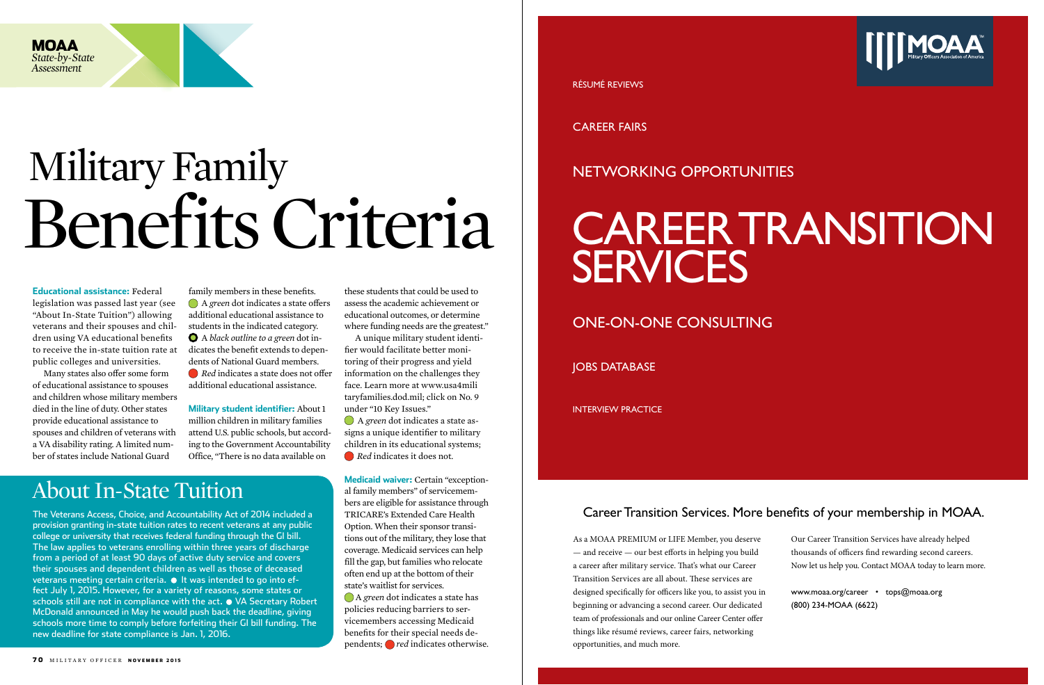MOAA
*State-by-State Assessment*

# Military Family Benefits Criteria

**Educational assistance:** Federal legislation was passed last year (see "About In-State Tuition") allowing veterans and their spouses and children using VA educational benefits to receive the in-state tuition rate at public colleges and universities.

Many states also offer some form of educational assistance to spouses and children whose military members died in the line of duty. Other states provide educational assistance to spouses and children of veterans with a VA disability rating. A limited number of states include National Guard family members in these benefits.

● A *green* dot indicates a state offers additional educational assistance to students in the indicated category.
● A *black outline to a green* dot indicates the benefit extends to dependents of National Guard members.
● *Red* indicates a state does not offer additional educational assistance.

**Military student identifier:** About 1 million children in military families attend U.S. public schools, but according to the Government Accountability Office, "There is no data available on these students that could be used to assess the academic achievement or educational outcomes, or determine where funding needs are the greatest."

A unique military student identifier would facilitate better monitoring of their progress and yield information on the challenges they face. Learn more at www.usa4militaryfamilies.dod.mil; click on No. 9 under "10 Key Issues."

● A *green* dot indicates a state assigns a unique identifier to military children in its educational systems; ● *Red* indicates it does not.

**Medicaid waiver:** Certain "exceptional family members" of servicemembers are eligible for assistance through TRICARE's Extended Care Health Option. When their sponsor transitions out of the military, they lose that coverage. Medicaid services can help fill the gap, but families who relocate often end up at the bottom of their state's waitlist for services.

● A *green* dot indicates a state has policies reducing barriers to servicemembers accessing Medicaid benefits for their special needs dependents; ● *red* indicates otherwise.

## About In-State Tuition

The Veterans Access, Choice, and Accountability Act of 2014 included a provision granting in-state tuition rates to recent veterans at any public college or university that receives federal funding through the GI bill. The law applies to veterans enrolling within three years of discharge from a period of at least 90 days of active duty service and covers their spouses and dependent children as well as those of deceased veterans meeting certain criteria. ● It was intended to go into effect July 1, 2015. However, for a variety of reasons, some states or schools still are not in compliance with the act. ● VA Secretary Robert McDonald announced in May he would push back the deadline, giving schools more time to comply before forfeiting their GI bill funding. The new deadline for state compliance is Jan. 1, 2016.

---

MOAA Military Officers Association of America

RÉSUMÉ REVIEWS

CAREER FAIRS

NETWORKING OPPORTUNITIES

# CAREER TRANSITION SERVICES

ONE-ON-ONE CONSULTING

JOBS DATABASE

INTERVIEW PRACTICE

## Career Transition Services. More benefits of your membership in MOAA.

As a MOAA PREMIUM or LIFE Member, you deserve — and receive — our best efforts in helping you build a career after military service. That's what our Career Transition Services are all about. These services are designed specifically for officers like you, to assist you in beginning or advancing a second career. Our dedicated team of professionals and our online Career Center offer things like résumé reviews, career fairs, networking opportunities, and much more.

Our Career Transition Services have already helped thousands of officers find rewarding second careers. Now let us help you. Contact MOAA today to learn more.

www.moaa.org/career • tops@moaa.org
(800) 234-MOAA (6622)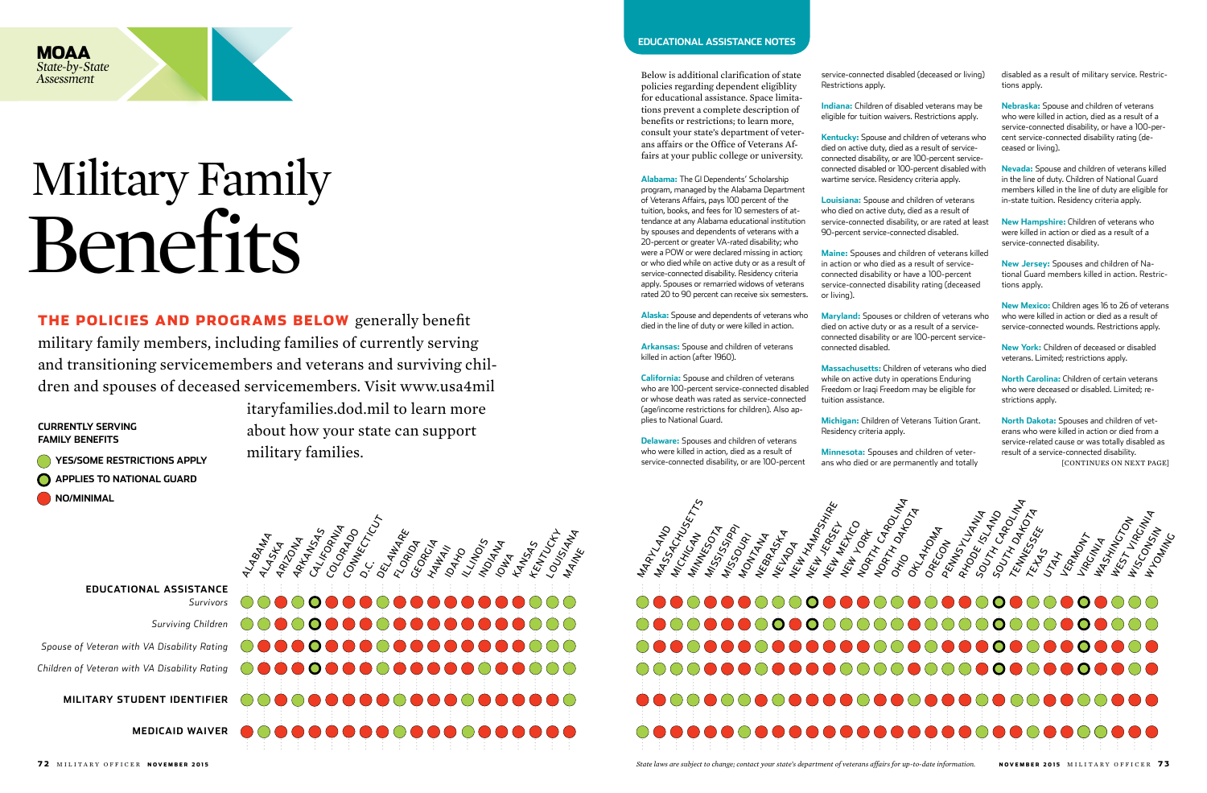# Military Family Benefits

**THE POLICIES AND PROGRAMS BELOW** generally benefit military family members, including families of currently serving and transitioning servicemembers and veterans and surviving children and spouses of deceased servicemembers. Visit www.usa4militaryfamilies.dod.mil to learn more about how your state can support military families.

**CURRENTLY SERVING FAMILY BENEFITS**

- YES/SOME RESTRICTIONS APPLY
- APPLIES TO NATIONAL GUARD
- NO/MINIMAL

| State | Educational Assistance: Survivors | Educational Assistance: Surviving Children | Educational Assistance: Spouse of Veteran with VA Disability Rating | Educational Assistance: Children of Veteran with VA Disability Rating | Military Student Identifier | Medicaid Waiver |
|---|---|---|---|---|---|---|
| Alabama | Yes | Yes | Yes | Yes | Yes | No |
| Alaska | Yes | Yes | No | No | Yes | No |
| Arizona | No | No | No | No | No | No |
| Arkansas | Yes | Yes | No | No | No | No |
| California | National Guard | National Guard | National Guard | National Guard | Yes | No |
| Colorado | No | No | No | No | No | No |
| Connecticut | No | No | No | No | Yes | No |
| D.C. | No | No | No | No | No | No |
| Delaware | Yes | Yes | Yes | Yes | No | No |
| Florida | No | No | No | No | Yes | Yes |
| Georgia | No | No | No | No | No | No |
| Hawaii | No | No | No | No | No | No |
| Idaho | No | No | No | No | No | No |
| Illinois | No | No | No | No | No | Yes |
| Indiana | No | No | No | Yes | No | No |
| Iowa | No | No | No | No | No | No |
| Kansas | No | No | No | No | No | No |
| Kentucky | Yes | Yes | Yes | Yes | No | No |
| Louisiana | Yes | Yes | Yes | Yes | No | No |
| Maine | Yes | Yes | Yes | Yes | Yes | No |
| Maryland | Yes | Yes | Yes | Yes | No | Yes |
| Massachusetts | No | Yes | No | No | No | No |
| Michigan | No | Yes | No | Yes | No | No |
| Minnesota | Yes | Yes | Yes | Yes | No | No |
| Mississippi | No | No | No | No | Yes | No |
| Missouri | No | No | No | No | No | No |
| Montana | No | No | No | No | No | Yes |
| Nebraska | Yes | Yes | Yes | Yes | No | No |
| Nevada | Yes | National Guard | No | No | Yes | No |
| New Hampshire | No | Yes | No | No | No | No |
| New Jersey | National Guard | National Guard | No | No | No | No |
| New Mexico | No | Yes | No | Yes | No | No |
| New York | No | Yes | No | Yes | No | No |
| North Carolina | No | Yes | No | Yes | No | No |
| North Dakota | Yes | Yes | Yes | Yes | No | No |
| Ohio | Yes | Yes | Yes | Yes | No | No |
| Oklahoma | Yes | Yes | Yes | Yes | No | No |
| Oregon | Yes | Yes | No | Yes | No | No |
| Pennsylvania | Yes | Yes | No | No | No | No |
| Rhode Island | No | Yes | No | No | No | No |
| South Carolina | No | Yes | No | Yes | No | No |
| South Dakota | National Guard | National Guard | National Guard | National Guard | No | No |
| Tennessee | Yes | Yes | No | No | No | No |
| Texas | Yes | Yes | Yes | Yes | Yes | No |
| Utah | Yes | Yes | Yes | Yes | No | No |
| Vermont | No | No | No | No | Yes | No |
| Virginia | National Guard | National Guard | National Guard | National Guard | Yes | Yes |
| Washington | Yes | Yes | Yes | Yes | Yes | Yes |
| West Virginia | Yes | Yes | No | No | Yes | No |
| Wisconsin | Yes | Yes | Yes | Yes | Yes | No |
| Wyoming | Yes | Yes | No | No | No | No |

## EDUCATIONAL ASSISTANCE NOTES

Below is additional clarification of state policies regarding dependent eligiblity for educational assistance. Space limitations prevent a complete description of benefits or restrictions; to learn more, consult your state's department of veterans affairs or the Office of Veterans Affairs at your public college or university.

**Alabama:** The GI Dependents' Scholarship program, managed by the Alabama Department of Veterans Affairs, pays 100 percent of the tuition, books, and fees for 10 semesters of attendance at any Alabama educational institution by spouses and dependents of veterans with a 20-percent or greater VA-rated disability; who were a POW or were declared missing in action; or who died while on active duty or as a result of service-connected disability. Residency criteria apply. Spouses or remarried widows of veterans rated 20 to 90 percent can receive six semesters.

**Alaska:** Spouse and dependents of veterans who died in the line of duty or were killed in action.

**Arkansas:** Spouse and children of veterans killed in action (after 1960).

**California:** Spouse and children of veterans who are 100-percent service-connected disabled or whose death was rated as service-connected (age/income restrictions for children). Also applies to National Guard.

**Delaware:** Spouses and children of veterans who were killed in action, died as a result of service-connected disability, or are 100-percent service-connected disabled (deceased or living) Restrictions apply.

**Indiana:** Children of disabled veterans may be eligible for tuition waivers. Restrictions apply.

**Kentucky:** Spouse and children of veterans who died on active duty, died as a result of service-connected disability, or are 100-percent service-connected disabled or 100-percent disabled with wartime service. Residency criteria apply.

**Louisiana:** Spouse and children of veterans who died on active duty, died as a result of service-connected disability, or are rated at least 90-percent service-connected disabled.

**Maine:** Spouses and children of veterans killed in action or who died as a result of service-connected disability or have a 100-percent service-connected disability rating (deceased or living).

**Maryland:** Spouses or children of veterans who died on active duty or as a result of a service-connected disability or are 100-percent service-connected disabled.

**Massachusetts:** Children of veterans who died while on active duty in operations Enduring Freedom or Iraqi Freedom may be eligible for tuition assistance.

**Michigan:** Children of Veterans Tuition Grant. Residency criteria apply.

**Minnesota:** Spouses and children of veterans who died or are permanently and totally disabled as a result of military service. Restrictions apply.

**Nebraska:** Spouse and children of veterans who were killed in action, died as a result of a service-connected disability, or have a 100-percent service-connected disability rating (deceased or living).

**Nevada:** Spouse and children of veterans killed in the line of duty. Children of National Guard members killed in the line of duty are eligible for in-state tuition. Residency criteria apply.

**New Hampshire:** Children of veterans who were killed in action or died as a result of a service-connected disability.

**New Jersey:** Spouses and children of National Guard members killed in action. Restrictions apply.

**New Mexico:** Children ages 16 to 26 of veterans who were killed in action or died as a result of service-connected wounds. Restrictions apply.

**New York:** Children of deceased or disabled veterans. Limited; restrictions apply.

**North Carolina:** Children of certain veterans who were deceased or disabled. Limited; restrictions apply.

**North Dakota:** Spouses and children of veterans who were killed in action or died from a service-related cause or was totally disabled as result of a service-connected disability.

[CONTINUES ON NEXT PAGE]

*State laws are subject to change; contact your state's department of veterans affairs for up-to-date information.*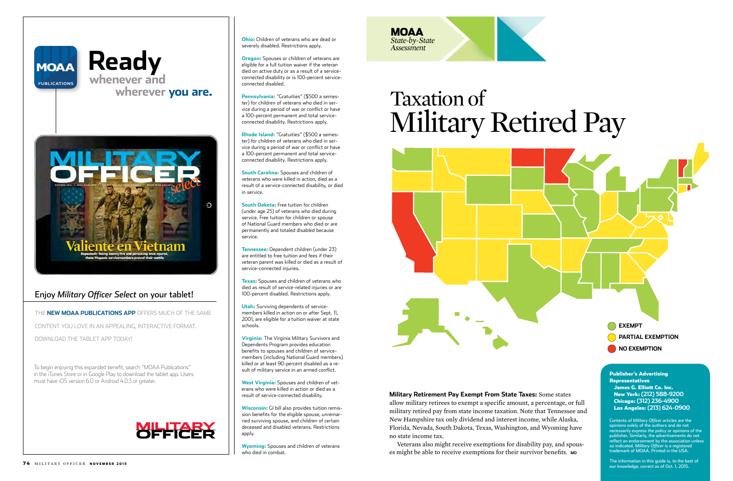# Ready

## whenever and wherever you are.

Enjoy *Military Officer Select* on your tablet!

THE **NEW MOAA PUBLICATIONS APP** OFFERS MUCH OF THE SAME CONTENT YOU LOVE IN AN APPEALING, INTERACTIVE FORMAT. DOWNLOAD THE TABLET APP TODAY!

To begin enjoying this expanded benefit, search "MOAA Publications" in the iTunes Store or in Google Play to download the tablet app. Users must have iOS version 6.0 or Android 4.0.3 or greater.

**Ohio:** Children of veterans who are dead or severely disabled. Restrictions apply.

**Oregon:** Spouses or children of veterans are eligible for a full tuition waiver if the veteran died on active duty or as a result of a service-connected disability or is 100-percent service-connected disabled.

**Pennsylvania:** "Gratuities" ($500 a semester) for children of veterans who died in service during a period of war or conflict or have a 100-percent permanent and total service-connected disability. Restrictions apply.

**Rhode Island:** "Gratuities" ($500 a semester) for children of veterans who died in service during a period of war or conflict or have a 100-percent permanent and total service-connected disability. Restrictions apply.

**South Carolina:** Spouses and children of veterans who were killed in action, died as a result of a service-connected disability, or died in service.

**South Dakota:** Free tuition for children (under age 25) of veterans who died during service. Free tuition for children or spouse of National Guard members who died or are permanently and totaled disabled because service.

**Tennessee:** Dependent children (under 23) are entitled to free tuition and fees if their veteran parent was killed or died as a result of service-connected injuries.

**Texas:** Spouses and children of veterans who died as result of service-related injuries or are 100-percent disabled. Restrictions apply.

**Utah:** Surviving dependents of service-members killed in action on or after Sept. 11, 2001, are eligible for a tuition waiver at state schools.

**Virginia:** The Virginia Military Survivors and Dependents Program provides education benefits to spouses and children of service-members (including National Guard members) killed or at least 90-percent disabled as a result of military service in an armed conflict.

**West Virginia:** Spouses and children of veterans who were killed in action or died as a result of service-connected disability.

**Wisconsin:** GI bill also provides tuition remission benefits for the eligible spouse, unremarried surviving spouse, and children of certain deceased and disabled veterans. Restrictions apply.

**Wyoming:** Spouses and children of veterans who died in combat.

**MOAA** *State-by-State Assessment*

# Taxation of Military Retired Pay

EXEMPT

PARTIAL EXEMPTION

NO EXEMPTION

**Military Retirement Pay Exempt From State Taxes:** Some states allow military retirees to exempt a specific amount, a percentage, or full military retired pay from state income taxation. Note that Tennessee and New Hampshire tax only dividend and interest income, while Alaska, Florida, Nevada, South Dakota, Texas, Washington, and Wyoming have no state income tax.

Veterans also might receive exemptions for disability pay, and spouses might be able to receive exemptions for their survivor benefits. MO

**Publisher's Advertising Representatives**
**James G. Elliott Co. Inc.**
**New York: (212) 588-9200**
**Chicago: (312) 236-4900**
**Los Angeles: (213) 624-0900**

Contents of *Military Officer* articles are the opinions solely of the authors and do not necessarily express the policy or opinions of the publisher. Similarly, the advertisements do not reflect an endorsement by the association unless so indicated. *Military Officer* is a registered trademark of MOAA. Printed in the USA.

The information in this guide is, to the best of our knowledge, correct as of Oct. 1, 2015.